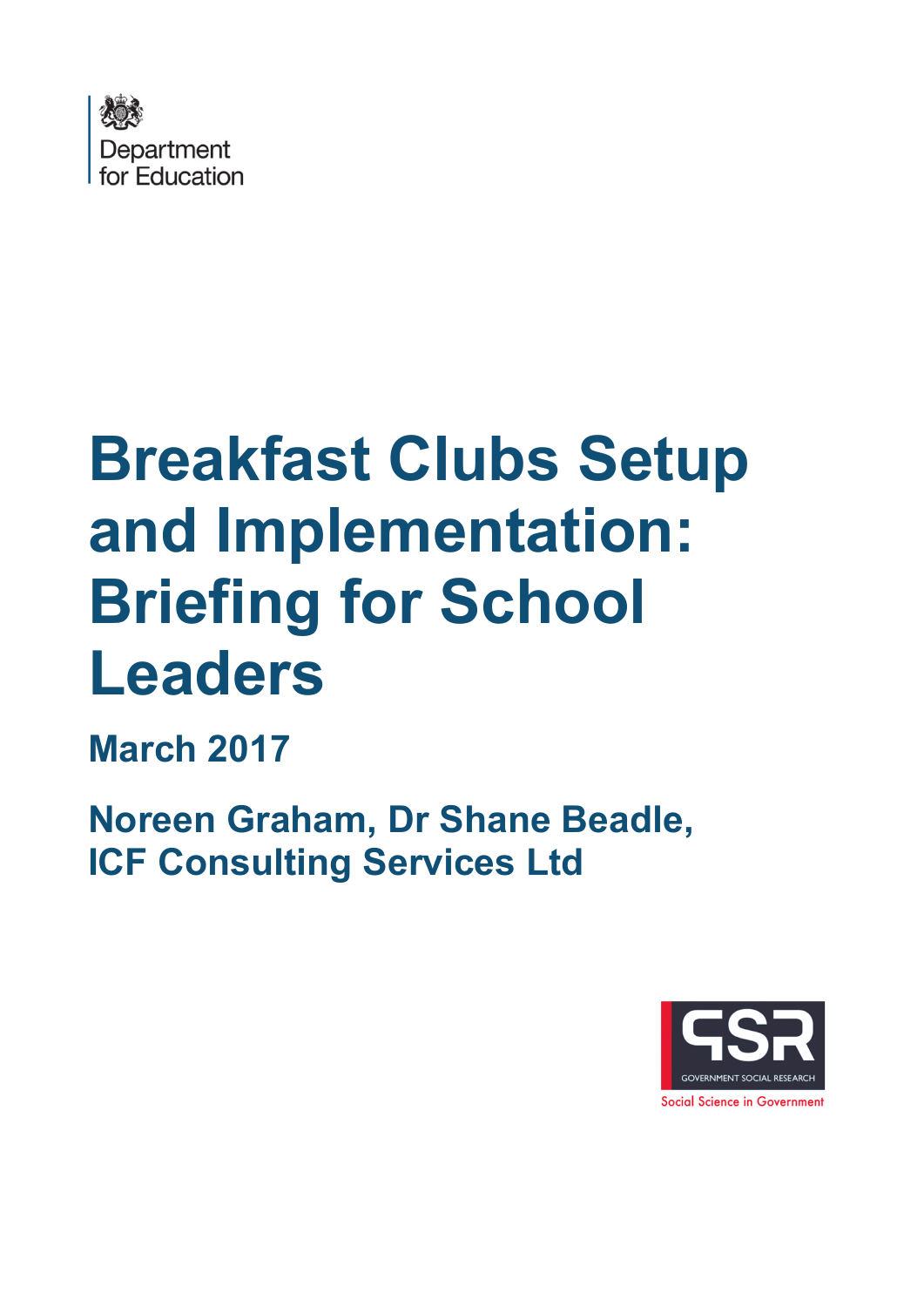Department for Education

# Breakfast Clubs Setup and Implementation: Briefing for School Leaders

## March 2017

## Noreen Graham, Dr Shane Beadle, ICF Consulting Services Ltd

GOVERNMENT SOCIAL RESEARCH

Social Science in Government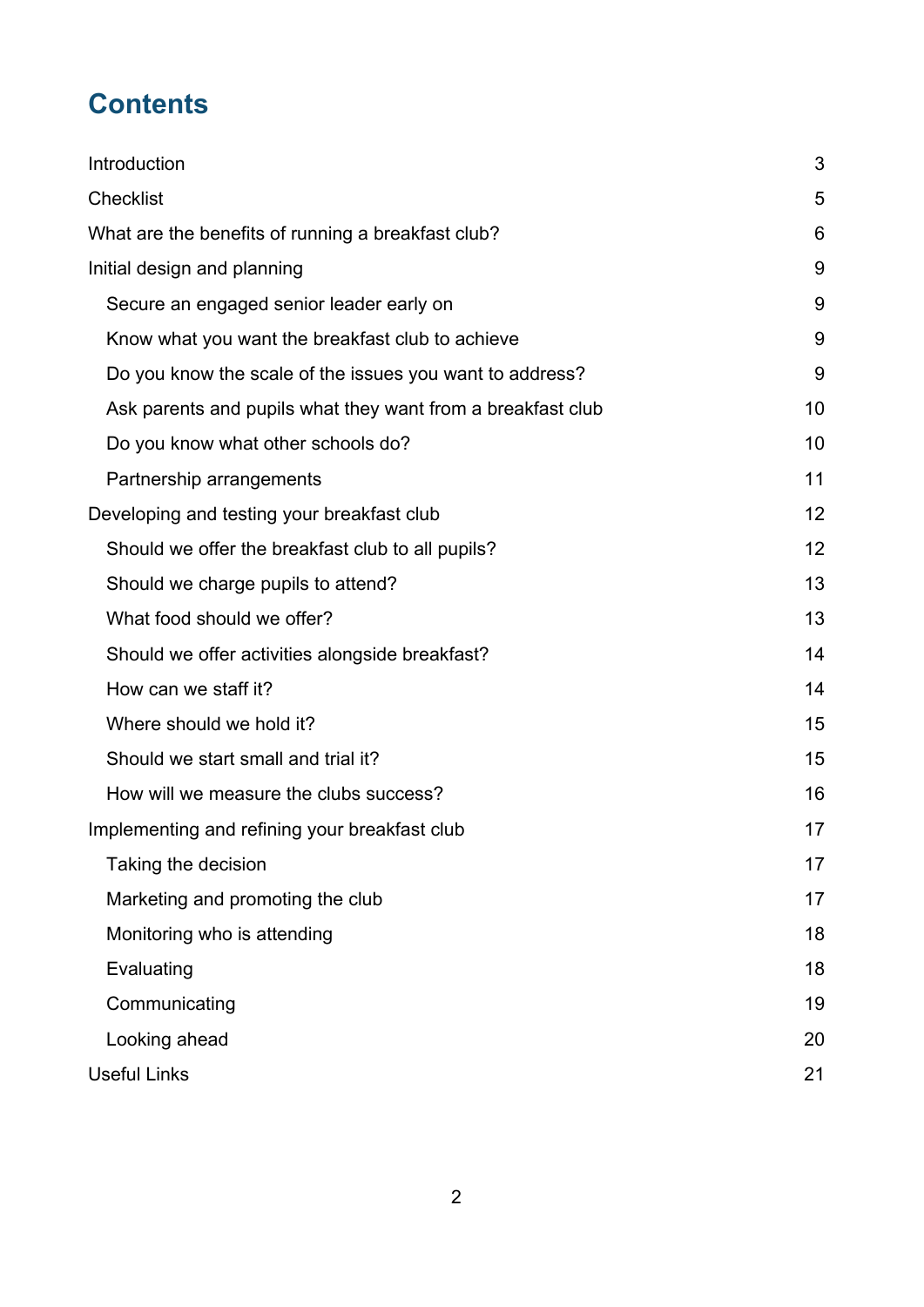# Contents

| | |
|---|---|
| Introduction | 3 |
| Checklist | 5 |
| What are the benefits of running a breakfast club? | 6 |
| Initial design and planning | 9 |
| Secure an engaged senior leader early on | 9 |
| Know what you want the breakfast club to achieve | 9 |
| Do you know the scale of the issues you want to address? | 9 |
| Ask parents and pupils what they want from a breakfast club | 10 |
| Do you know what other schools do? | 10 |
| Partnership arrangements | 11 |
| Developing and testing your breakfast club | 12 |
| Should we offer the breakfast club to all pupils? | 12 |
| Should we charge pupils to attend? | 13 |
| What food should we offer? | 13 |
| Should we offer activities alongside breakfast? | 14 |
| How can we staff it? | 14 |
| Where should we hold it? | 15 |
| Should we start small and trial it? | 15 |
| How will we measure the clubs success? | 16 |
| Implementing and refining your breakfast club | 17 |
| Taking the decision | 17 |
| Marketing and promoting the club | 17 |
| Monitoring who is attending | 18 |
| Evaluating | 18 |
| Communicating | 19 |
| Looking ahead | 20 |
| Useful Links | 21 |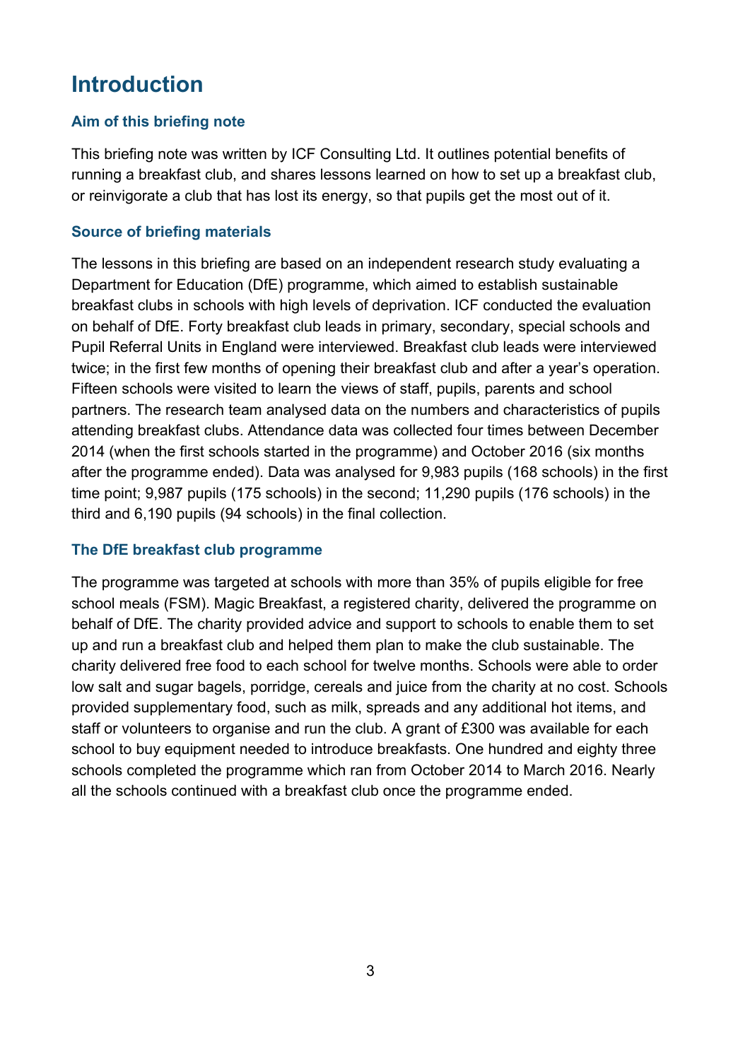# Introduction

## Aim of this briefing note

This briefing note was written by ICF Consulting Ltd. It outlines potential benefits of running a breakfast club, and shares lessons learned on how to set up a breakfast club, or reinvigorate a club that has lost its energy, so that pupils get the most out of it.

## Source of briefing materials

The lessons in this briefing are based on an independent research study evaluating a Department for Education (DfE) programme, which aimed to establish sustainable breakfast clubs in schools with high levels of deprivation. ICF conducted the evaluation on behalf of DfE. Forty breakfast club leads in primary, secondary, special schools and Pupil Referral Units in England were interviewed. Breakfast club leads were interviewed twice; in the first few months of opening their breakfast club and after a year's operation. Fifteen schools were visited to learn the views of staff, pupils, parents and school partners. The research team analysed data on the numbers and characteristics of pupils attending breakfast clubs. Attendance data was collected four times between December 2014 (when the first schools started in the programme) and October 2016 (six months after the programme ended). Data was analysed for 9,983 pupils (168 schools) in the first time point; 9,987 pupils (175 schools) in the second; 11,290 pupils (176 schools) in the third and 6,190 pupils (94 schools) in the final collection.

## The DfE breakfast club programme

The programme was targeted at schools with more than 35% of pupils eligible for free school meals (FSM). Magic Breakfast, a registered charity, delivered the programme on behalf of DfE. The charity provided advice and support to schools to enable them to set up and run a breakfast club and helped them plan to make the club sustainable. The charity delivered free food to each school for twelve months. Schools were able to order low salt and sugar bagels, porridge, cereals and juice from the charity at no cost. Schools provided supplementary food, such as milk, spreads and any additional hot items, and staff or volunteers to organise and run the club. A grant of £300 was available for each school to buy equipment needed to introduce breakfasts. One hundred and eighty three schools completed the programme which ran from October 2014 to March 2016. Nearly all the schools continued with a breakfast club once the programme ended.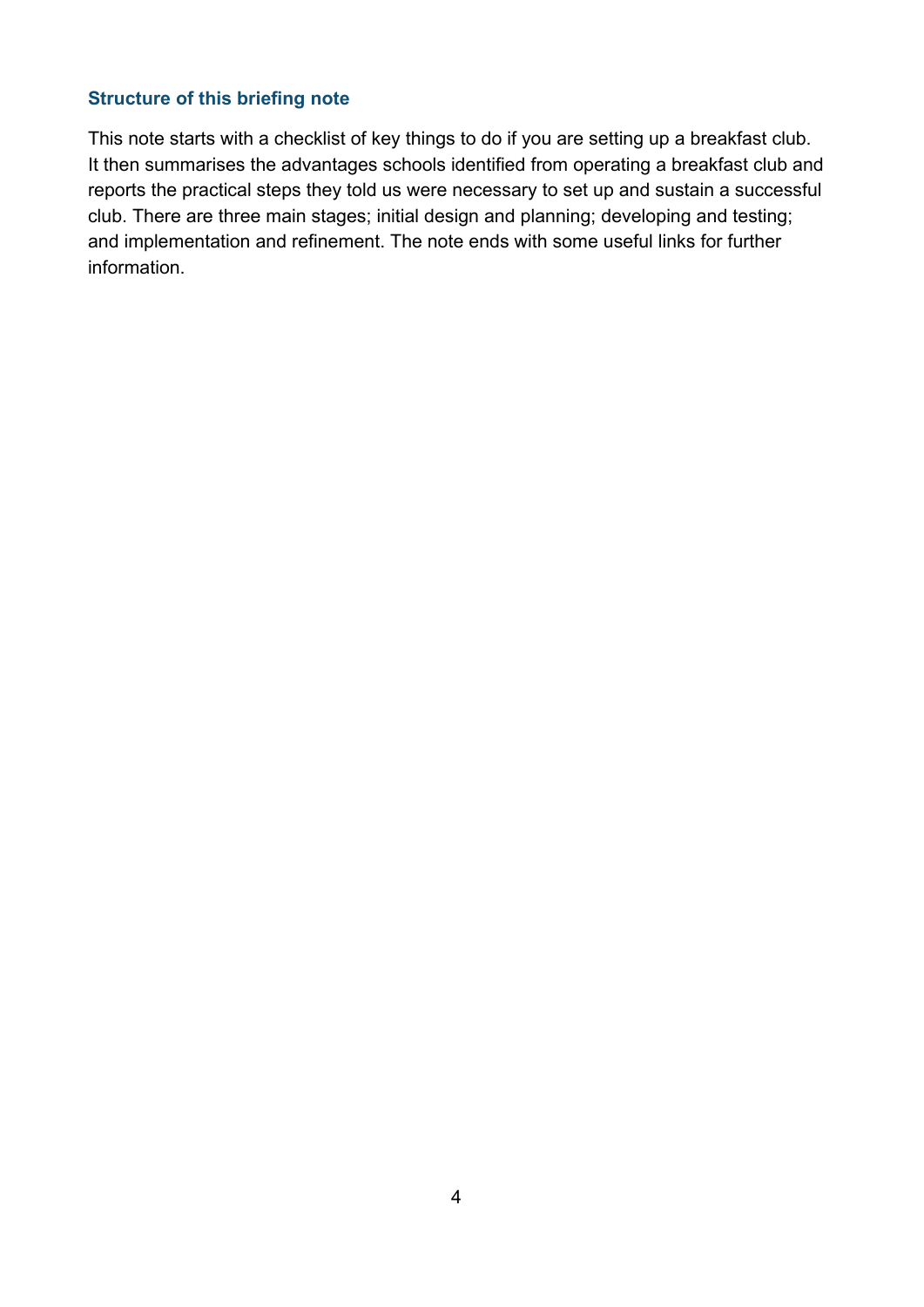### Structure of this briefing note

This note starts with a checklist of key things to do if you are setting up a breakfast club. It then summarises the advantages schools identified from operating a breakfast club and reports the practical steps they told us were necessary to set up and sustain a successful club. There are three main stages; initial design and planning; developing and testing; and implementation and refinement. The note ends with some useful links for further information.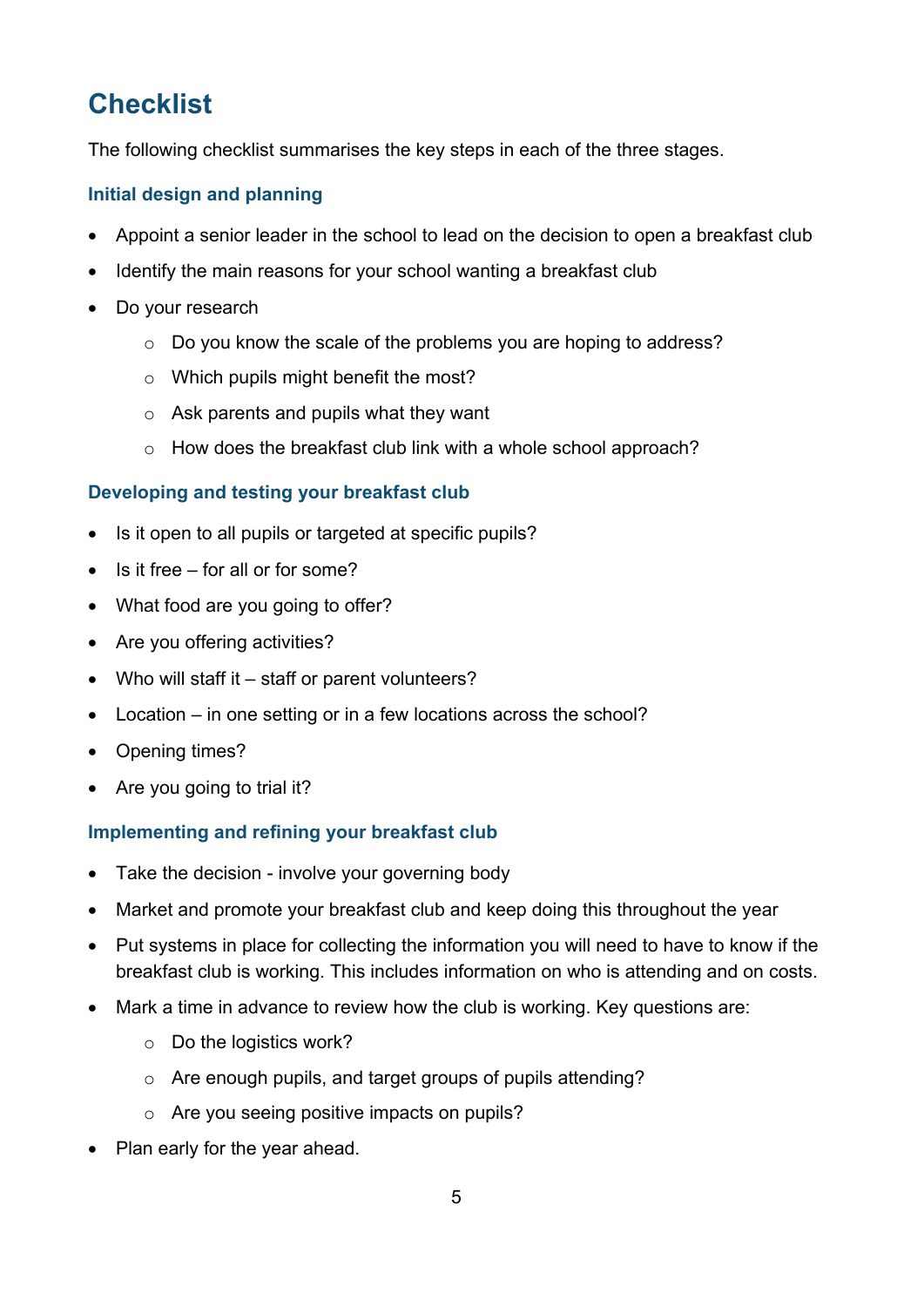# Checklist

The following checklist summarises the key steps in each of the three stages.

### Initial design and planning

- Appoint a senior leader in the school to lead on the decision to open a breakfast club
- Identify the main reasons for your school wanting a breakfast club
- Do your research
    - Do you know the scale of the problems you are hoping to address?
    - Which pupils might benefit the most?
    - Ask parents and pupils what they want
    - How does the breakfast club link with a whole school approach?

### Developing and testing your breakfast club

- Is it open to all pupils or targeted at specific pupils?
- Is it free – for all or for some?
- What food are you going to offer?
- Are you offering activities?
- Who will staff it – staff or parent volunteers?
- Location – in one setting or in a few locations across the school?
- Opening times?
- Are you going to trial it?

### Implementing and refining your breakfast club

- Take the decision - involve your governing body
- Market and promote your breakfast club and keep doing this throughout the year
- Put systems in place for collecting the information you will need to have to know if the breakfast club is working. This includes information on who is attending and on costs.
- Mark a time in advance to review how the club is working. Key questions are:
    - Do the logistics work?
    - Are enough pupils, and target groups of pupils attending?
    - Are you seeing positive impacts on pupils?
- Plan early for the year ahead.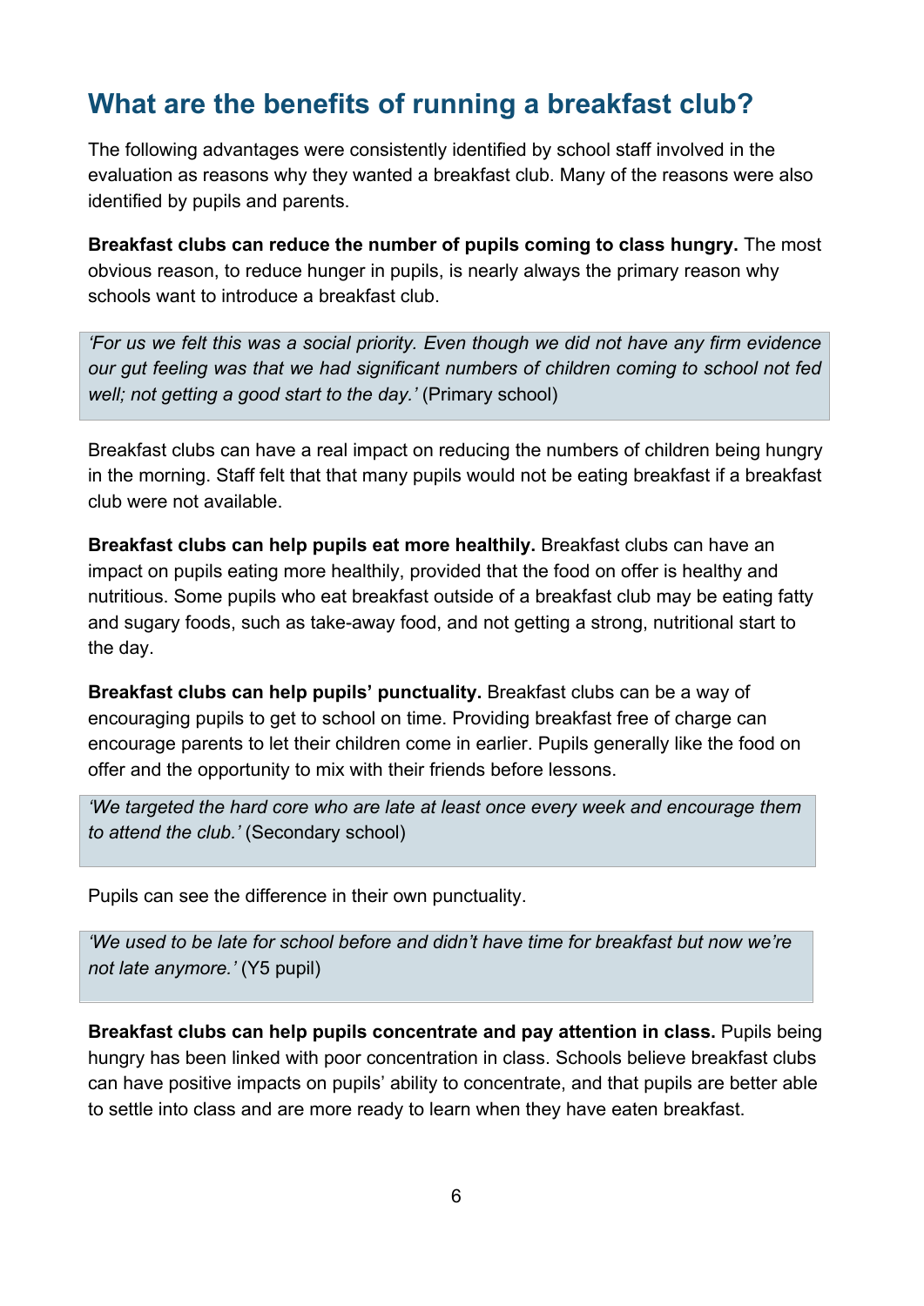## What are the benefits of running a breakfast club?

The following advantages were consistently identified by school staff involved in the evaluation as reasons why they wanted a breakfast club. Many of the reasons were also identified by pupils and parents.

**Breakfast clubs can reduce the number of pupils coming to class hungry.** The most obvious reason, to reduce hunger in pupils, is nearly always the primary reason why schools want to introduce a breakfast club.

> *'For us we felt this was a social priority. Even though we did not have any firm evidence our gut feeling was that we had significant numbers of children coming to school not fed well; not getting a good start to the day.'* (Primary school)

Breakfast clubs can have a real impact on reducing the numbers of children being hungry in the morning. Staff felt that that many pupils would not be eating breakfast if a breakfast club were not available.

**Breakfast clubs can help pupils eat more healthily.** Breakfast clubs can have an impact on pupils eating more healthily, provided that the food on offer is healthy and nutritious. Some pupils who eat breakfast outside of a breakfast club may be eating fatty and sugary foods, such as take-away food, and not getting a strong, nutritional start to the day.

**Breakfast clubs can help pupils' punctuality.** Breakfast clubs can be a way of encouraging pupils to get to school on time. Providing breakfast free of charge can encourage parents to let their children come in earlier. Pupils generally like the food on offer and the opportunity to mix with their friends before lessons.

> *'We targeted the hard core who are late at least once every week and encourage them to attend the club.'* (Secondary school)

Pupils can see the difference in their own punctuality.

> *'We used to be late for school before and didn't have time for breakfast but now we're not late anymore.'* (Y5 pupil)

**Breakfast clubs can help pupils concentrate and pay attention in class.** Pupils being hungry has been linked with poor concentration in class. Schools believe breakfast clubs can have positive impacts on pupils' ability to concentrate, and that pupils are better able to settle into class and are more ready to learn when they have eaten breakfast.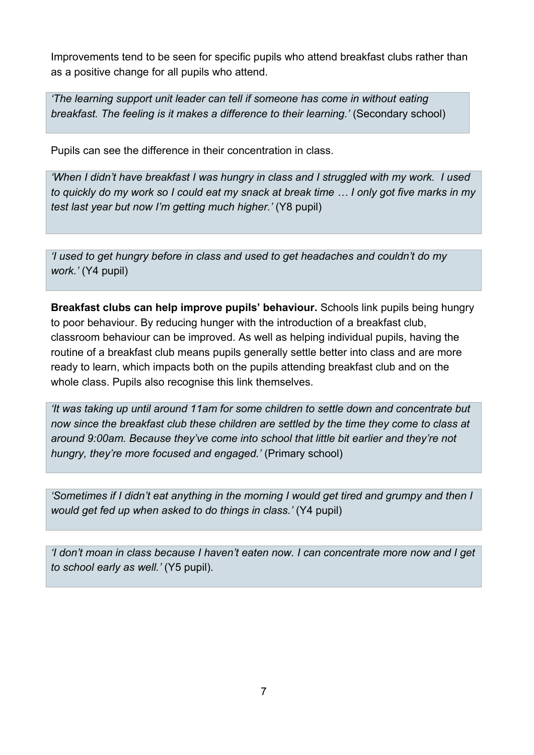Improvements tend to be seen for specific pupils who attend breakfast clubs rather than as a positive change for all pupils who attend.

> *'The learning support unit leader can tell if someone has come in without eating breakfast. The feeling is it makes a difference to their learning.'* (Secondary school)

Pupils can see the difference in their concentration in class.

> *'When I didn't have breakfast I was hungry in class and I struggled with my work. I used to quickly do my work so I could eat my snack at break time … I only got five marks in my test last year but now I'm getting much higher.'* (Y8 pupil)

> *'I used to get hungry before in class and used to get headaches and couldn't do my work.'* (Y4 pupil)

**Breakfast clubs can help improve pupils' behaviour.** Schools link pupils being hungry to poor behaviour. By reducing hunger with the introduction of a breakfast club, classroom behaviour can be improved. As well as helping individual pupils, having the routine of a breakfast club means pupils generally settle better into class and are more ready to learn, which impacts both on the pupils attending breakfast club and on the whole class. Pupils also recognise this link themselves.

> *'It was taking up until around 11am for some children to settle down and concentrate but now since the breakfast club these children are settled by the time they come to class at around 9:00am. Because they've come into school that little bit earlier and they're not hungry, they're more focused and engaged.'* (Primary school)

> *'Sometimes if I didn't eat anything in the morning I would get tired and grumpy and then I would get fed up when asked to do things in class.'* (Y4 pupil)

> *'I don't moan in class because I haven't eaten now. I can concentrate more now and I get to school early as well.'* (Y5 pupil).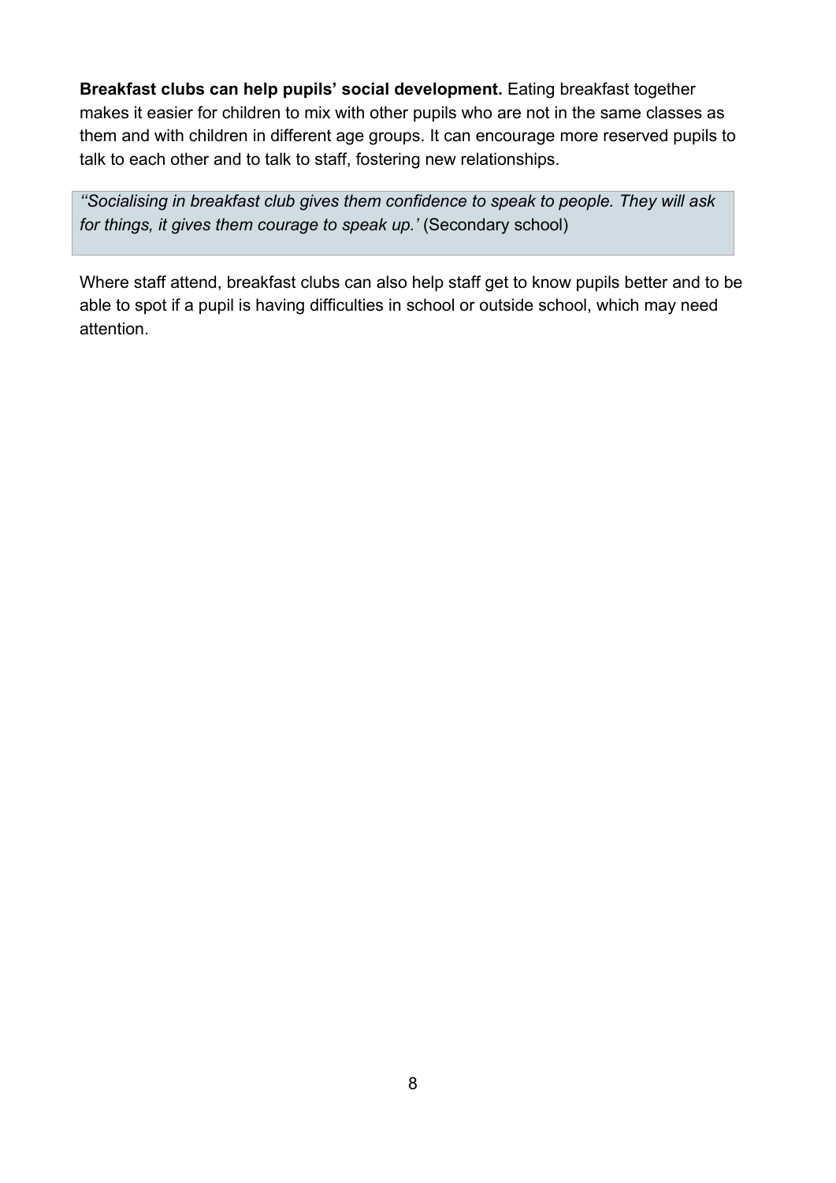**Breakfast clubs can help pupils' social development.** Eating breakfast together makes it easier for children to mix with other pupils who are not in the same classes as them and with children in different age groups. It can encourage more reserved pupils to talk to each other and to talk to staff, fostering new relationships.

> *''Socialising in breakfast club gives them confidence to speak to people. They will ask for things, it gives them courage to speak up.'* (Secondary school)

Where staff attend, breakfast clubs can also help staff get to know pupils better and to be able to spot if a pupil is having difficulties in school or outside school, which may need attention.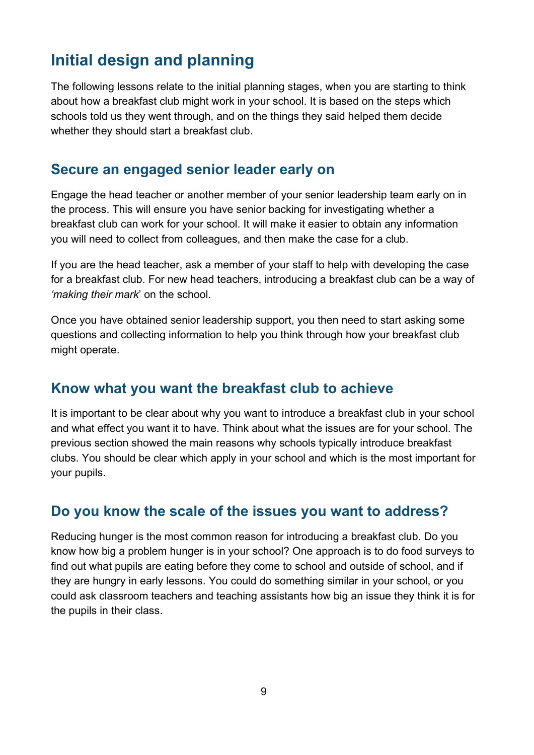# Initial design and planning

The following lessons relate to the initial planning stages, when you are starting to think about how a breakfast club might work in your school. It is based on the steps which schools told us they went through, and on the things they said helped them decide whether they should start a breakfast club.

## Secure an engaged senior leader early on

Engage the head teacher or another member of your senior leadership team early on in the process. This will ensure you have senior backing for investigating whether a breakfast club can work for your school. It will make it easier to obtain any information you will need to collect from colleagues, and then make the case for a club.

If you are the head teacher, ask a member of your staff to help with developing the case for a breakfast club. For new head teachers, introducing a breakfast club can be a way of *'making their mark*' on the school.

Once you have obtained senior leadership support, you then need to start asking some questions and collecting information to help you think through how your breakfast club might operate.

## Know what you want the breakfast club to achieve

It is important to be clear about why you want to introduce a breakfast club in your school and what effect you want it to have. Think about what the issues are for your school. The previous section showed the main reasons why schools typically introduce breakfast clubs. You should be clear which apply in your school and which is the most important for your pupils.

## Do you know the scale of the issues you want to address?

Reducing hunger is the most common reason for introducing a breakfast club. Do you know how big a problem hunger is in your school? One approach is to do food surveys to find out what pupils are eating before they come to school and outside of school, and if they are hungry in early lessons. You could do something similar in your school, or you could ask classroom teachers and teaching assistants how big an issue they think it is for the pupils in their class.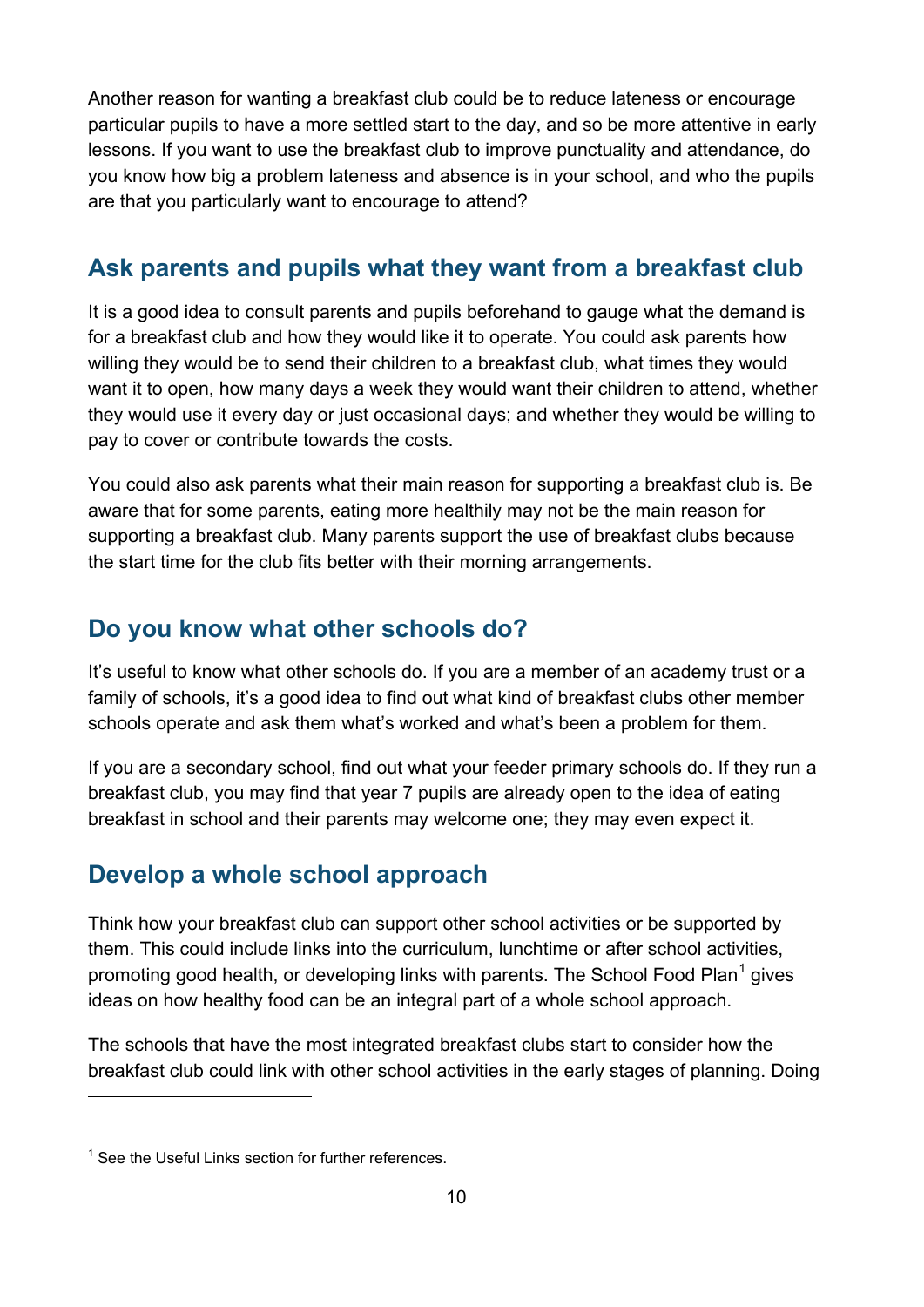Another reason for wanting a breakfast club could be to reduce lateness or encourage particular pupils to have a more settled start to the day, and so be more attentive in early lessons. If you want to use the breakfast club to improve punctuality and attendance, do you know how big a problem lateness and absence is in your school, and who the pupils are that you particularly want to encourage to attend?

## Ask parents and pupils what they want from a breakfast club

It is a good idea to consult parents and pupils beforehand to gauge what the demand is for a breakfast club and how they would like it to operate. You could ask parents how willing they would be to send their children to a breakfast club, what times they would want it to open, how many days a week they would want their children to attend, whether they would use it every day or just occasional days; and whether they would be willing to pay to cover or contribute towards the costs.

You could also ask parents what their main reason for supporting a breakfast club is. Be aware that for some parents, eating more healthily may not be the main reason for supporting a breakfast club. Many parents support the use of breakfast clubs because the start time for the club fits better with their morning arrangements.

## Do you know what other schools do?

It's useful to know what other schools do. If you are a member of an academy trust or a family of schools, it's a good idea to find out what kind of breakfast clubs other member schools operate and ask them what's worked and what's been a problem for them.

If you are a secondary school, find out what your feeder primary schools do. If they run a breakfast club, you may find that year 7 pupils are already open to the idea of eating breakfast in school and their parents may welcome one; they may even expect it.

## Develop a whole school approach

Think how your breakfast club can support other school activities or be supported by them. This could include links into the curriculum, lunchtime or after school activities, promoting good health, or developing links with parents. The School Food Plan[1] gives ideas on how healthy food can be an integral part of a whole school approach.

The schools that have the most integrated breakfast clubs start to consider how the breakfast club could link with other school activities in the early stages of planning. Doing

[1] See the Useful Links section for further references.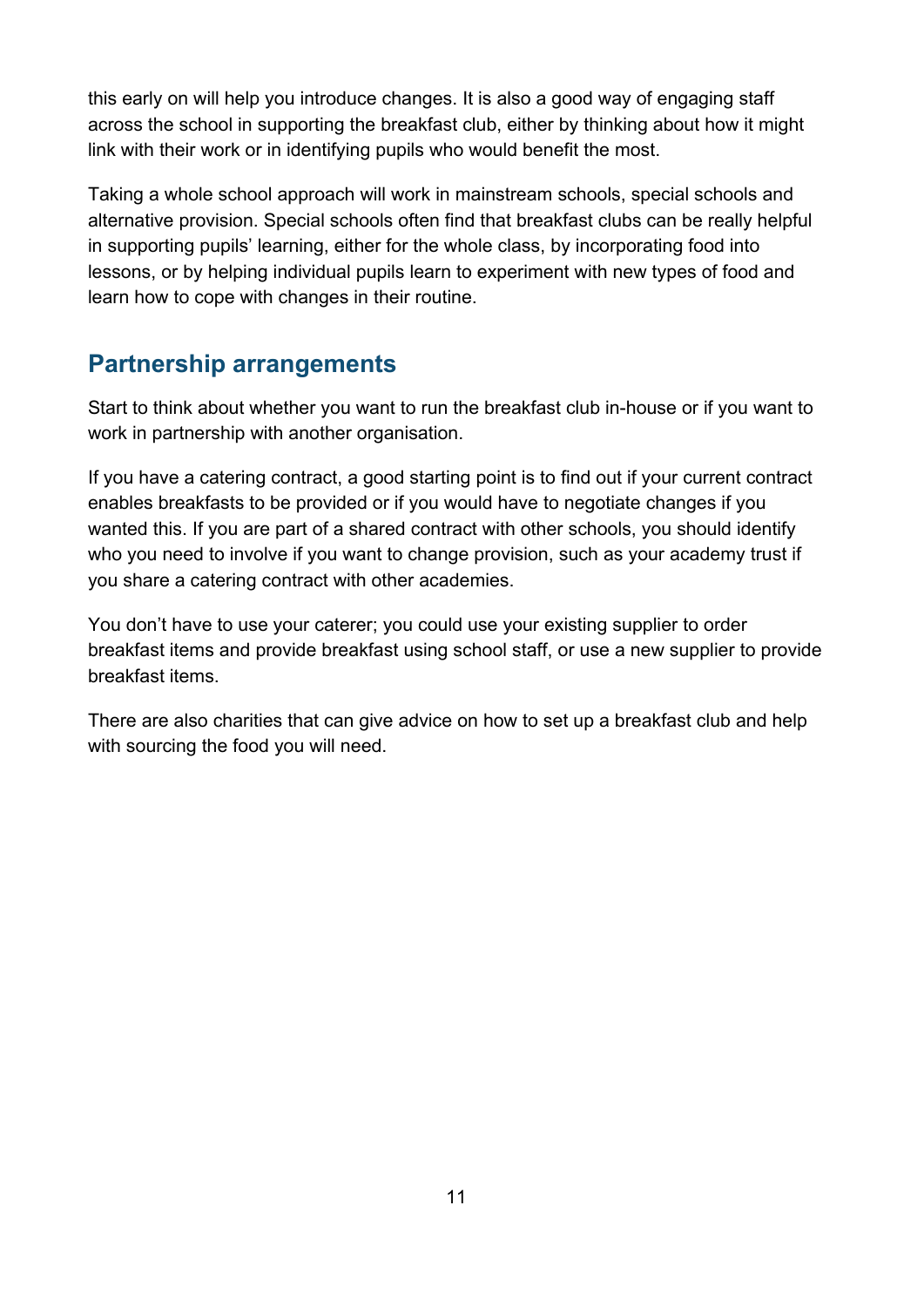this early on will help you introduce changes. It is also a good way of engaging staff across the school in supporting the breakfast club, either by thinking about how it might link with their work or in identifying pupils who would benefit the most.

Taking a whole school approach will work in mainstream schools, special schools and alternative provision. Special schools often find that breakfast clubs can be really helpful in supporting pupils' learning, either for the whole class, by incorporating food into lessons, or by helping individual pupils learn to experiment with new types of food and learn how to cope with changes in their routine.

## Partnership arrangements

Start to think about whether you want to run the breakfast club in-house or if you want to work in partnership with another organisation.

If you have a catering contract, a good starting point is to find out if your current contract enables breakfasts to be provided or if you would have to negotiate changes if you wanted this. If you are part of a shared contract with other schools, you should identify who you need to involve if you want to change provision, such as your academy trust if you share a catering contract with other academies.

You don't have to use your caterer; you could use your existing supplier to order breakfast items and provide breakfast using school staff, or use a new supplier to provide breakfast items.

There are also charities that can give advice on how to set up a breakfast club and help with sourcing the food you will need.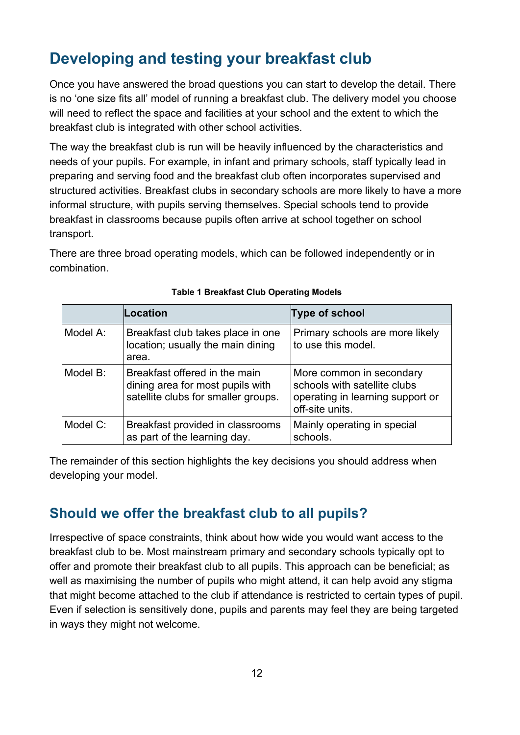## Developing and testing your breakfast club

Once you have answered the broad questions you can start to develop the detail. There is no 'one size fits all' model of running a breakfast club. The delivery model you choose will need to reflect the space and facilities at your school and the extent to which the breakfast club is integrated with other school activities.

The way the breakfast club is run will be heavily influenced by the characteristics and needs of your pupils. For example, in infant and primary schools, staff typically lead in preparing and serving food and the breakfast club often incorporates supervised and structured activities. Breakfast clubs in secondary schools are more likely to have a more informal structure, with pupils serving themselves. Special schools tend to provide breakfast in classrooms because pupils often arrive at school together on school transport.

There are three broad operating models, which can be followed independently or in combination.

**Table 1 Breakfast Club Operating Models**

| | Location | Type of school |
|---|---|---|
| Model A: | Breakfast club takes place in one location; usually the main dining area. | Primary schools are more likely to use this model. |
| Model B: | Breakfast offered in the main dining area for most pupils with satellite clubs for smaller groups. | More common in secondary schools with satellite clubs operating in learning support or off-site units. |
| Model C: | Breakfast provided in classrooms as part of the learning day. | Mainly operating in special schools. |

The remainder of this section highlights the key decisions you should address when developing your model.

## Should we offer the breakfast club to all pupils?

Irrespective of space constraints, think about how wide you would want access to the breakfast club to be. Most mainstream primary and secondary schools typically opt to offer and promote their breakfast club to all pupils. This approach can be beneficial; as well as maximising the number of pupils who might attend, it can help avoid any stigma that might become attached to the club if attendance is restricted to certain types of pupil. Even if selection is sensitively done, pupils and parents may feel they are being targeted in ways they might not welcome.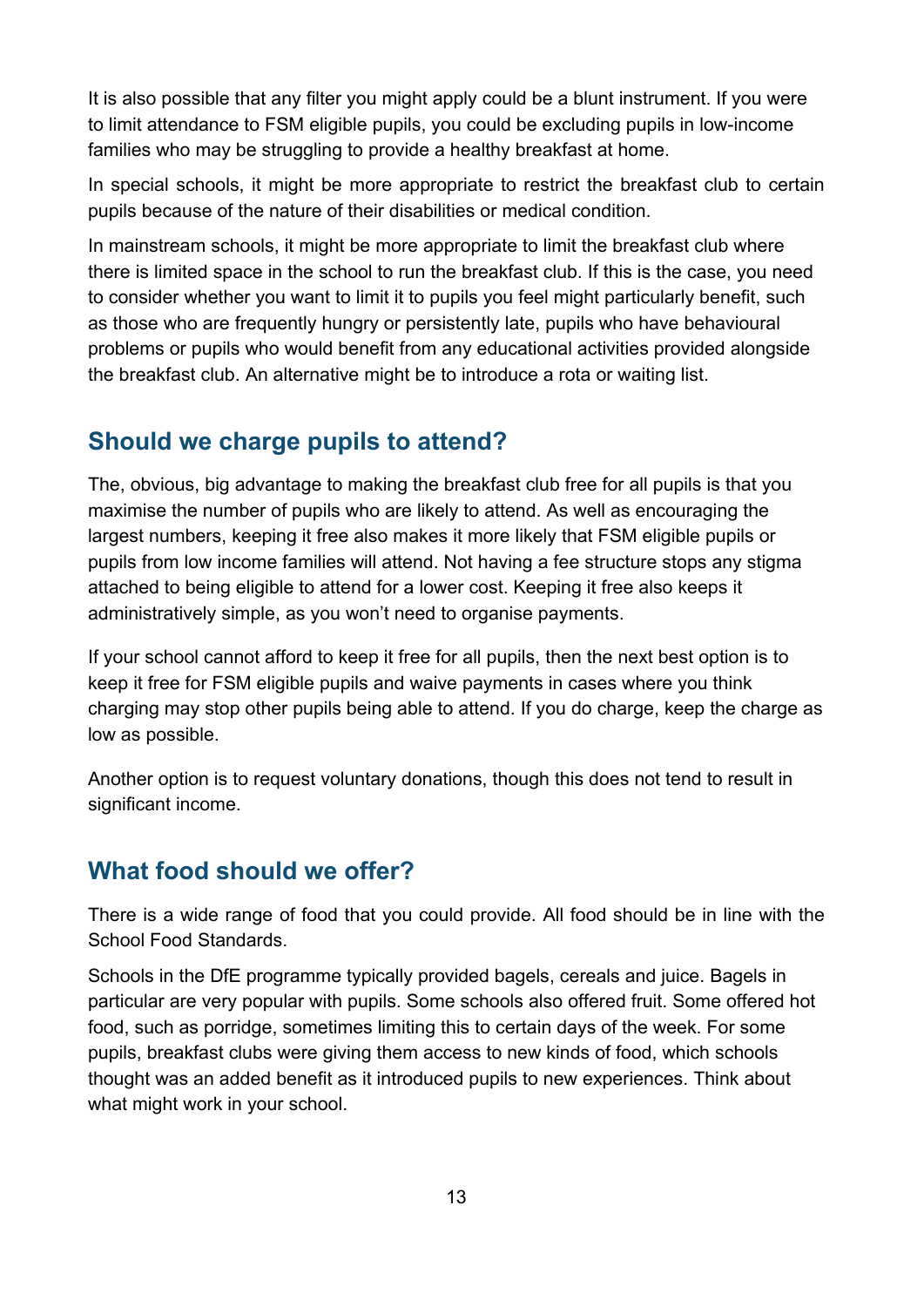It is also possible that any filter you might apply could be a blunt instrument. If you were to limit attendance to FSM eligible pupils, you could be excluding pupils in low-income families who may be struggling to provide a healthy breakfast at home.

In special schools, it might be more appropriate to restrict the breakfast club to certain pupils because of the nature of their disabilities or medical condition.

In mainstream schools, it might be more appropriate to limit the breakfast club where there is limited space in the school to run the breakfast club. If this is the case, you need to consider whether you want to limit it to pupils you feel might particularly benefit, such as those who are frequently hungry or persistently late, pupils who have behavioural problems or pupils who would benefit from any educational activities provided alongside the breakfast club. An alternative might be to introduce a rota or waiting list.

## Should we charge pupils to attend?

The, obvious, big advantage to making the breakfast club free for all pupils is that you maximise the number of pupils who are likely to attend. As well as encouraging the largest numbers, keeping it free also makes it more likely that FSM eligible pupils or pupils from low income families will attend. Not having a fee structure stops any stigma attached to being eligible to attend for a lower cost. Keeping it free also keeps it administratively simple, as you won't need to organise payments.

If your school cannot afford to keep it free for all pupils, then the next best option is to keep it free for FSM eligible pupils and waive payments in cases where you think charging may stop other pupils being able to attend. If you do charge, keep the charge as low as possible.

Another option is to request voluntary donations, though this does not tend to result in significant income.

## What food should we offer?

There is a wide range of food that you could provide. All food should be in line with the School Food Standards.

Schools in the DfE programme typically provided bagels, cereals and juice. Bagels in particular are very popular with pupils. Some schools also offered fruit. Some offered hot food, such as porridge, sometimes limiting this to certain days of the week. For some pupils, breakfast clubs were giving them access to new kinds of food, which schools thought was an added benefit as it introduced pupils to new experiences. Think about what might work in your school.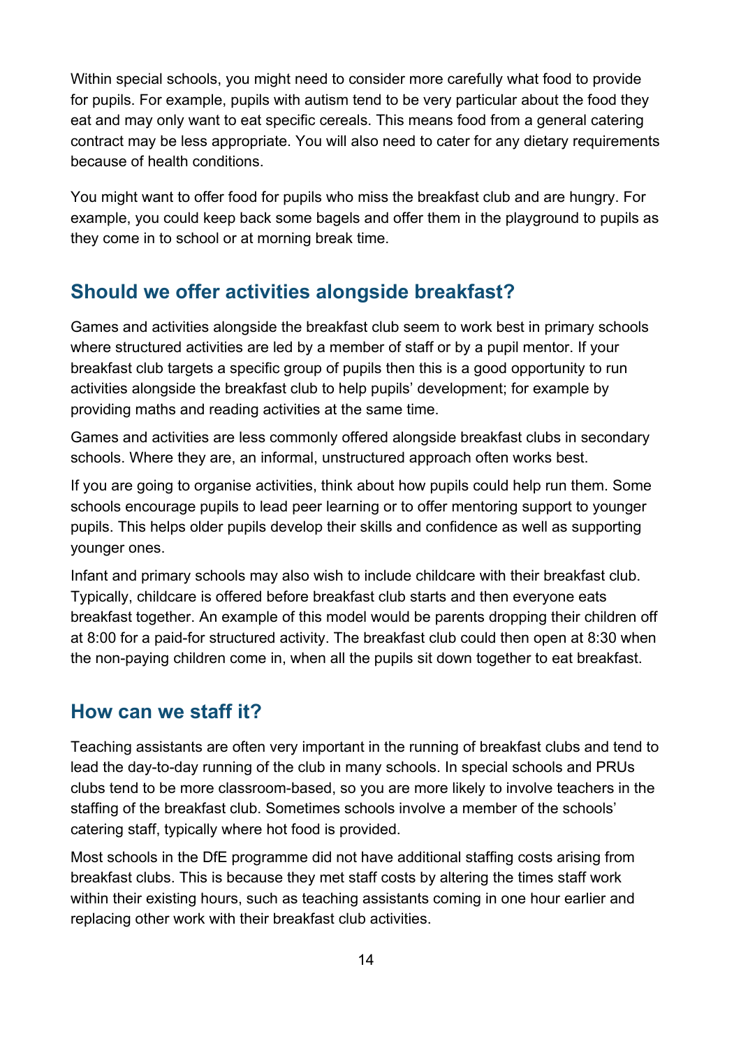Within special schools, you might need to consider more carefully what food to provide for pupils. For example, pupils with autism tend to be very particular about the food they eat and may only want to eat specific cereals. This means food from a general catering contract may be less appropriate. You will also need to cater for any dietary requirements because of health conditions.

You might want to offer food for pupils who miss the breakfast club and are hungry. For example, you could keep back some bagels and offer them in the playground to pupils as they come in to school or at morning break time.

## Should we offer activities alongside breakfast?

Games and activities alongside the breakfast club seem to work best in primary schools where structured activities are led by a member of staff or by a pupil mentor. If your breakfast club targets a specific group of pupils then this is a good opportunity to run activities alongside the breakfast club to help pupils' development; for example by providing maths and reading activities at the same time.

Games and activities are less commonly offered alongside breakfast clubs in secondary schools. Where they are, an informal, unstructured approach often works best.

If you are going to organise activities, think about how pupils could help run them. Some schools encourage pupils to lead peer learning or to offer mentoring support to younger pupils. This helps older pupils develop their skills and confidence as well as supporting younger ones.

Infant and primary schools may also wish to include childcare with their breakfast club. Typically, childcare is offered before breakfast club starts and then everyone eats breakfast together. An example of this model would be parents dropping their children off at 8:00 for a paid-for structured activity. The breakfast club could then open at 8:30 when the non-paying children come in, when all the pupils sit down together to eat breakfast.

## How can we staff it?

Teaching assistants are often very important in the running of breakfast clubs and tend to lead the day-to-day running of the club in many schools. In special schools and PRUs clubs tend to be more classroom-based, so you are more likely to involve teachers in the staffing of the breakfast club. Sometimes schools involve a member of the schools' catering staff, typically where hot food is provided.

Most schools in the DfE programme did not have additional staffing costs arising from breakfast clubs. This is because they met staff costs by altering the times staff work within their existing hours, such as teaching assistants coming in one hour earlier and replacing other work with their breakfast club activities.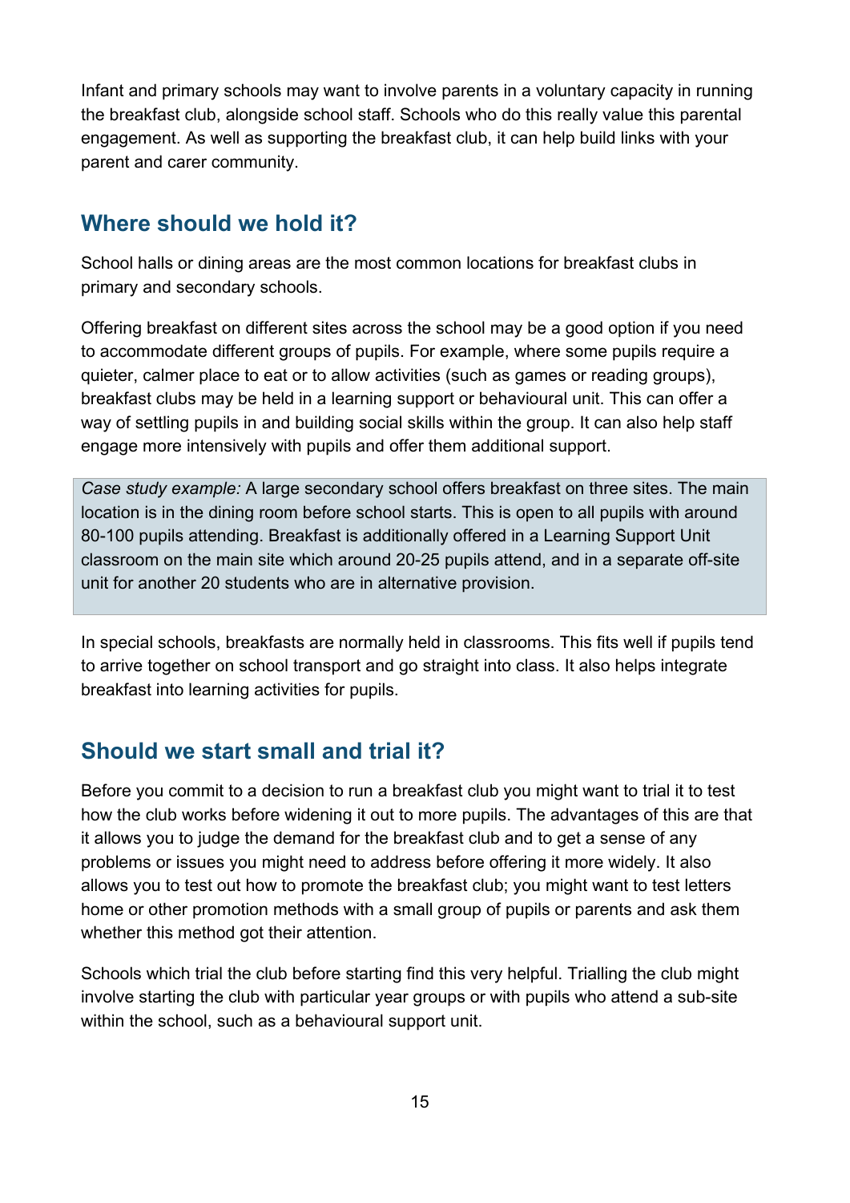Infant and primary schools may want to involve parents in a voluntary capacity in running the breakfast club, alongside school staff. Schools who do this really value this parental engagement. As well as supporting the breakfast club, it can help build links with your parent and carer community.

## Where should we hold it?

School halls or dining areas are the most common locations for breakfast clubs in primary and secondary schools.

Offering breakfast on different sites across the school may be a good option if you need to accommodate different groups of pupils. For example, where some pupils require a quieter, calmer place to eat or to allow activities (such as games or reading groups), breakfast clubs may be held in a learning support or behavioural unit. This can offer a way of settling pupils in and building social skills within the group. It can also help staff engage more intensively with pupils and offer them additional support.

> *Case study example:* A large secondary school offers breakfast on three sites. The main location is in the dining room before school starts. This is open to all pupils with around 80-100 pupils attending. Breakfast is additionally offered in a Learning Support Unit classroom on the main site which around 20-25 pupils attend, and in a separate off-site unit for another 20 students who are in alternative provision.

In special schools, breakfasts are normally held in classrooms. This fits well if pupils tend to arrive together on school transport and go straight into class. It also helps integrate breakfast into learning activities for pupils.

## Should we start small and trial it?

Before you commit to a decision to run a breakfast club you might want to trial it to test how the club works before widening it out to more pupils. The advantages of this are that it allows you to judge the demand for the breakfast club and to get a sense of any problems or issues you might need to address before offering it more widely. It also allows you to test out how to promote the breakfast club; you might want to test letters home or other promotion methods with a small group of pupils or parents and ask them whether this method got their attention.

Schools which trial the club before starting find this very helpful. Trialling the club might involve starting the club with particular year groups or with pupils who attend a sub-site within the school, such as a behavioural support unit.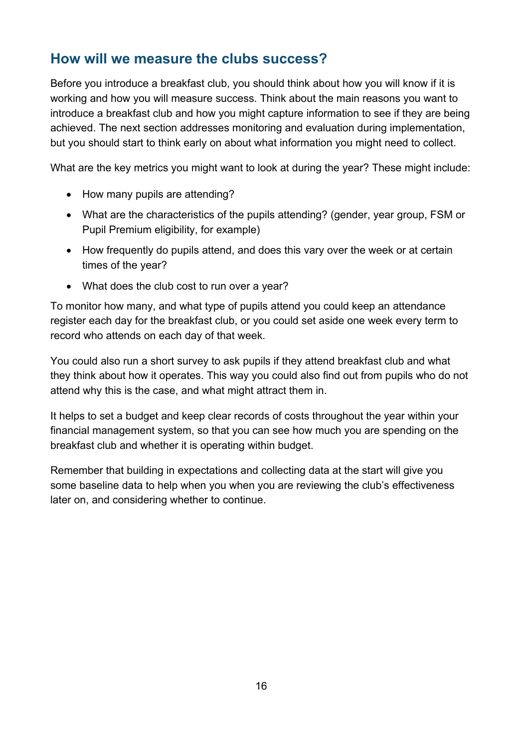## How will we measure the clubs success?

Before you introduce a breakfast club, you should think about how you will know if it is working and how you will measure success. Think about the main reasons you want to introduce a breakfast club and how you might capture information to see if they are being achieved. The next section addresses monitoring and evaluation during implementation, but you should start to think early on about what information you might need to collect.

What are the key metrics you might want to look at during the year? These might include:

- How many pupils are attending?
- What are the characteristics of the pupils attending? (gender, year group, FSM or Pupil Premium eligibility, for example)
- How frequently do pupils attend, and does this vary over the week or at certain times of the year?
- What does the club cost to run over a year?

To monitor how many, and what type of pupils attend you could keep an attendance register each day for the breakfast club, or you could set aside one week every term to record who attends on each day of that week.

You could also run a short survey to ask pupils if they attend breakfast club and what they think about how it operates. This way you could also find out from pupils who do not attend why this is the case, and what might attract them in.

It helps to set a budget and keep clear records of costs throughout the year within your financial management system, so that you can see how much you are spending on the breakfast club and whether it is operating within budget.

Remember that building in expectations and collecting data at the start will give you some baseline data to help when you when you are reviewing the club's effectiveness later on, and considering whether to continue.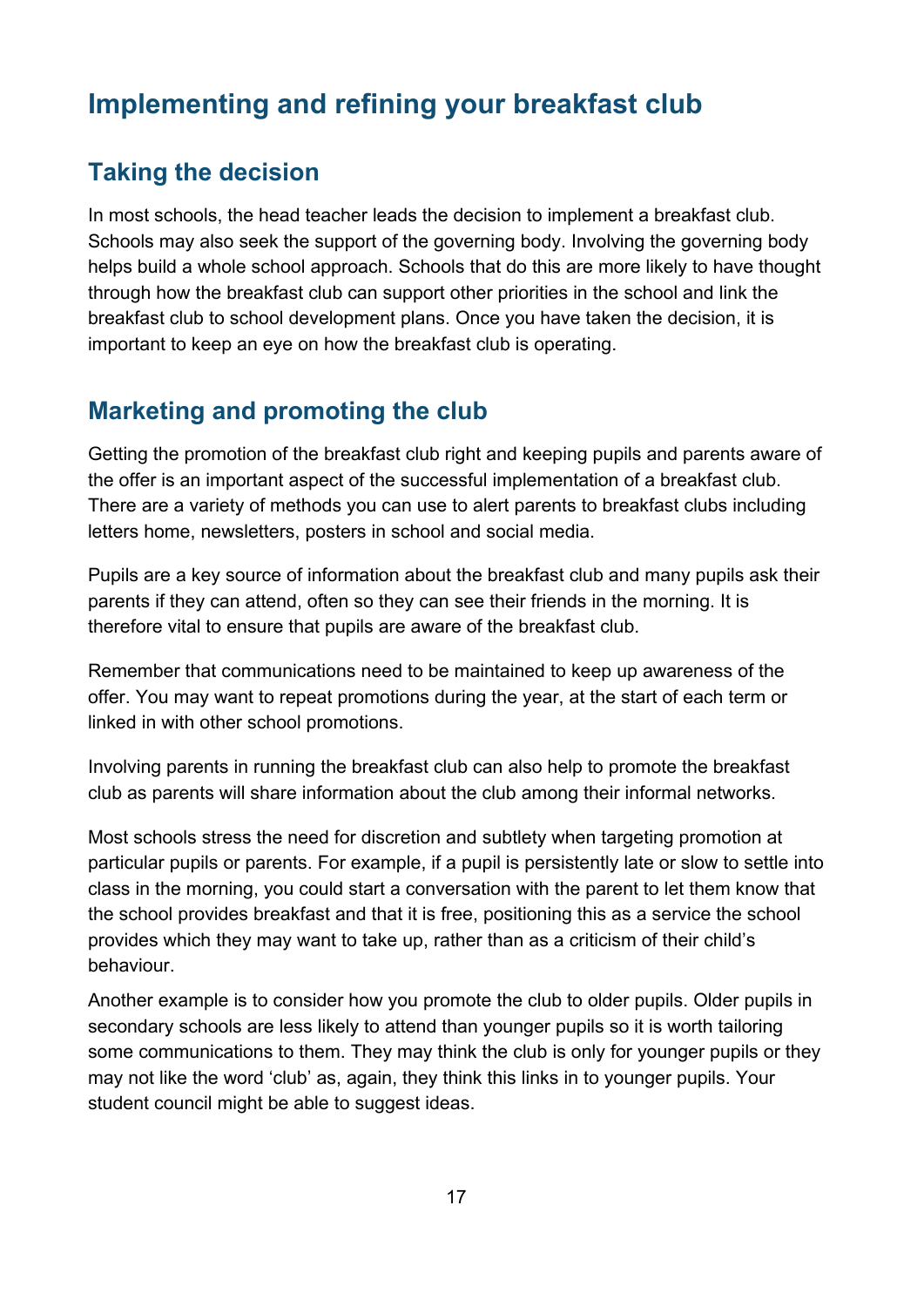# Implementing and refining your breakfast club

## Taking the decision

In most schools, the head teacher leads the decision to implement a breakfast club. Schools may also seek the support of the governing body. Involving the governing body helps build a whole school approach. Schools that do this are more likely to have thought through how the breakfast club can support other priorities in the school and link the breakfast club to school development plans. Once you have taken the decision, it is important to keep an eye on how the breakfast club is operating.

## Marketing and promoting the club

Getting the promotion of the breakfast club right and keeping pupils and parents aware of the offer is an important aspect of the successful implementation of a breakfast club. There are a variety of methods you can use to alert parents to breakfast clubs including letters home, newsletters, posters in school and social media.

Pupils are a key source of information about the breakfast club and many pupils ask their parents if they can attend, often so they can see their friends in the morning. It is therefore vital to ensure that pupils are aware of the breakfast club.

Remember that communications need to be maintained to keep up awareness of the offer. You may want to repeat promotions during the year, at the start of each term or linked in with other school promotions.

Involving parents in running the breakfast club can also help to promote the breakfast club as parents will share information about the club among their informal networks.

Most schools stress the need for discretion and subtlety when targeting promotion at particular pupils or parents. For example, if a pupil is persistently late or slow to settle into class in the morning, you could start a conversation with the parent to let them know that the school provides breakfast and that it is free, positioning this as a service the school provides which they may want to take up, rather than as a criticism of their child's behaviour.

Another example is to consider how you promote the club to older pupils. Older pupils in secondary schools are less likely to attend than younger pupils so it is worth tailoring some communications to them. They may think the club is only for younger pupils or they may not like the word 'club' as, again, they think this links in to younger pupils. Your student council might be able to suggest ideas.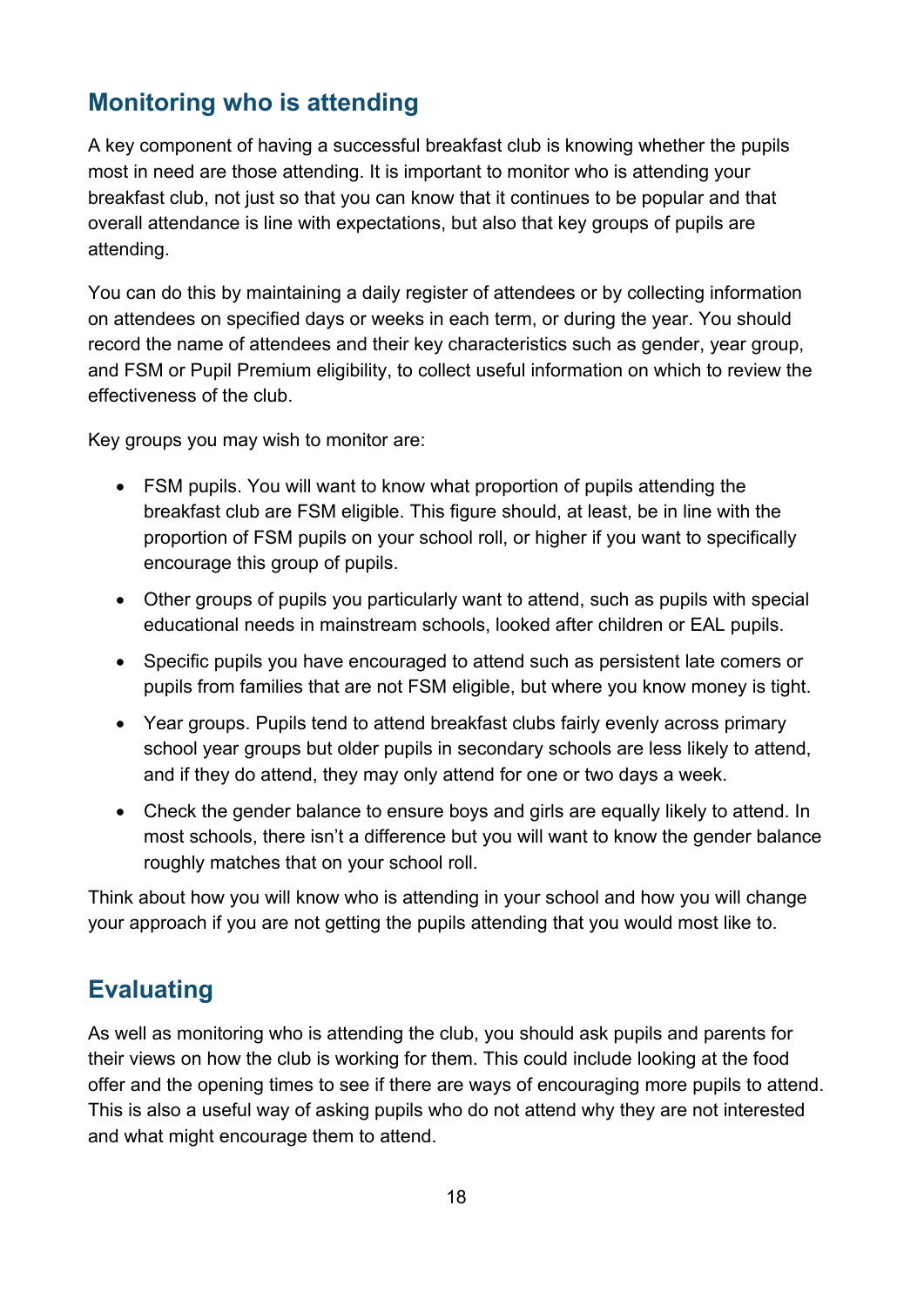## Monitoring who is attending

A key component of having a successful breakfast club is knowing whether the pupils most in need are those attending. It is important to monitor who is attending your breakfast club, not just so that you can know that it continues to be popular and that overall attendance is line with expectations, but also that key groups of pupils are attending.

You can do this by maintaining a daily register of attendees or by collecting information on attendees on specified days or weeks in each term, or during the year. You should record the name of attendees and their key characteristics such as gender, year group, and FSM or Pupil Premium eligibility, to collect useful information on which to review the effectiveness of the club.

Key groups you may wish to monitor are:

- FSM pupils. You will want to know what proportion of pupils attending the breakfast club are FSM eligible. This figure should, at least, be in line with the proportion of FSM pupils on your school roll, or higher if you want to specifically encourage this group of pupils.
- Other groups of pupils you particularly want to attend, such as pupils with special educational needs in mainstream schools, looked after children or EAL pupils.
- Specific pupils you have encouraged to attend such as persistent late comers or pupils from families that are not FSM eligible, but where you know money is tight.
- Year groups. Pupils tend to attend breakfast clubs fairly evenly across primary school year groups but older pupils in secondary schools are less likely to attend, and if they do attend, they may only attend for one or two days a week.
- Check the gender balance to ensure boys and girls are equally likely to attend. In most schools, there isn't a difference but you will want to know the gender balance roughly matches that on your school roll.

Think about how you will know who is attending in your school and how you will change your approach if you are not getting the pupils attending that you would most like to.

## Evaluating

As well as monitoring who is attending the club, you should ask pupils and parents for their views on how the club is working for them. This could include looking at the food offer and the opening times to see if there are ways of encouraging more pupils to attend. This is also a useful way of asking pupils who do not attend why they are not interested and what might encourage them to attend.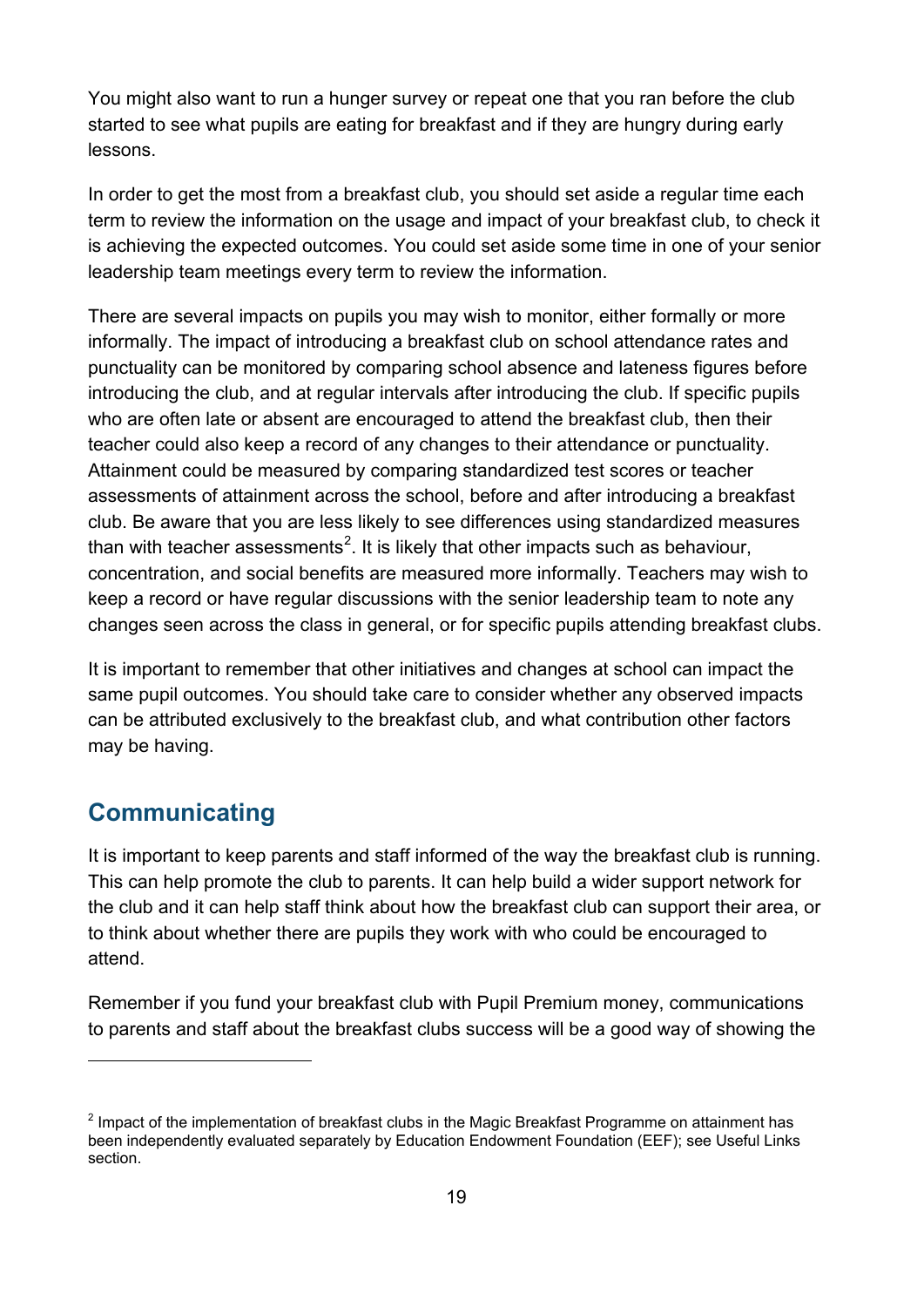You might also want to run a hunger survey or repeat one that you ran before the club started to see what pupils are eating for breakfast and if they are hungry during early lessons.

In order to get the most from a breakfast club, you should set aside a regular time each term to review the information on the usage and impact of your breakfast club, to check it is achieving the expected outcomes. You could set aside some time in one of your senior leadership team meetings every term to review the information.

There are several impacts on pupils you may wish to monitor, either formally or more informally. The impact of introducing a breakfast club on school attendance rates and punctuality can be monitored by comparing school absence and lateness figures before introducing the club, and at regular intervals after introducing the club. If specific pupils who are often late or absent are encouraged to attend the breakfast club, then their teacher could also keep a record of any changes to their attendance or punctuality. Attainment could be measured by comparing standardized test scores or teacher assessments of attainment across the school, before and after introducing a breakfast club. Be aware that you are less likely to see differences using standardized measures than with teacher assessments[2]. It is likely that other impacts such as behaviour, concentration, and social benefits are measured more informally. Teachers may wish to keep a record or have regular discussions with the senior leadership team to note any changes seen across the class in general, or for specific pupils attending breakfast clubs.

It is important to remember that other initiatives and changes at school can impact the same pupil outcomes. You should take care to consider whether any observed impacts can be attributed exclusively to the breakfast club, and what contribution other factors may be having.

## Communicating

It is important to keep parents and staff informed of the way the breakfast club is running. This can help promote the club to parents. It can help build a wider support network for the club and it can help staff think about how the breakfast club can support their area, or to think about whether there are pupils they work with who could be encouraged to attend.

Remember if you fund your breakfast club with Pupil Premium money, communications to parents and staff about the breakfast clubs success will be a good way of showing the

---

[2] Impact of the implementation of breakfast clubs in the Magic Breakfast Programme on attainment has been independently evaluated separately by Education Endowment Foundation (EEF); see Useful Links section.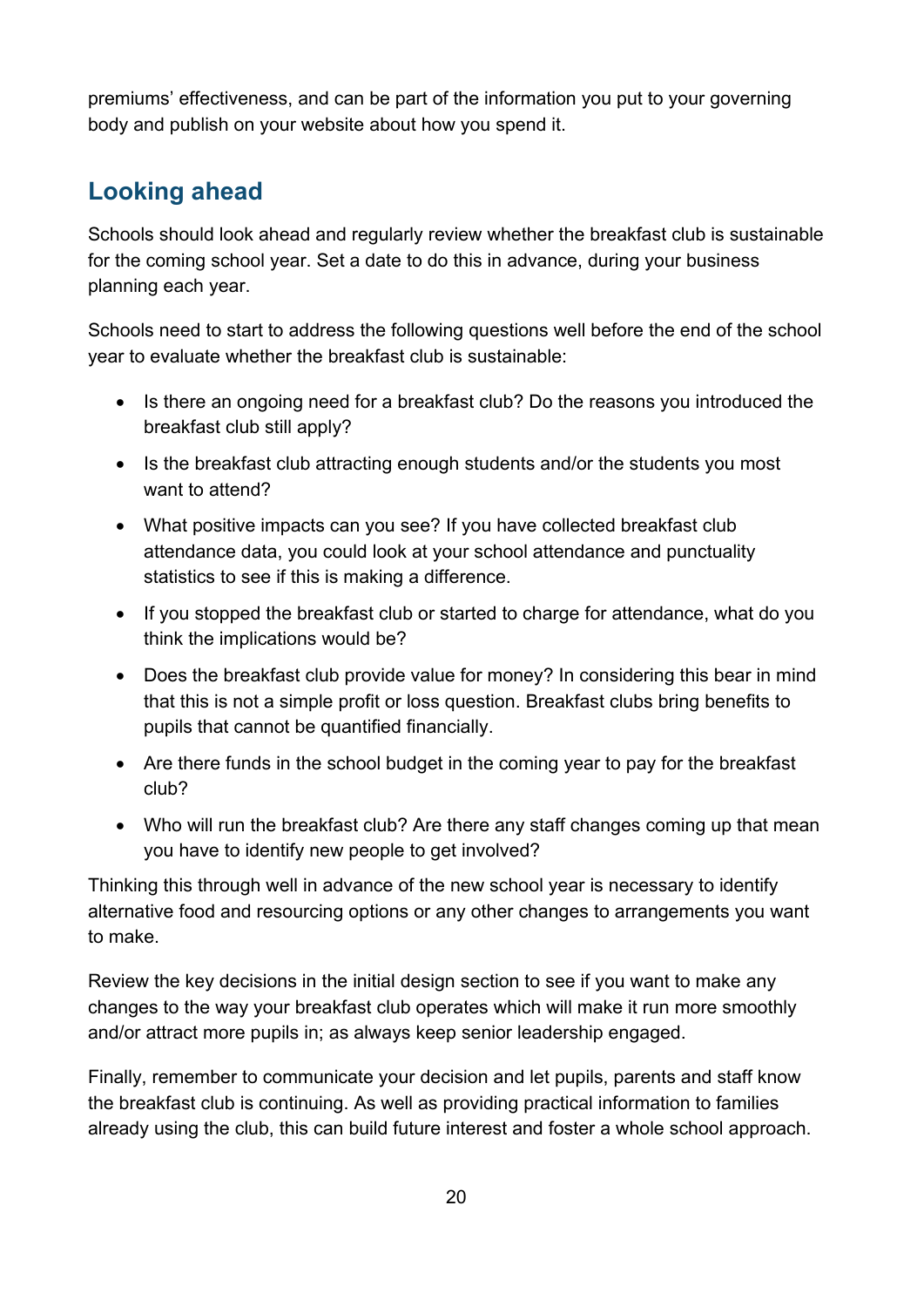premiums' effectiveness, and can be part of the information you put to your governing body and publish on your website about how you spend it.

## Looking ahead

Schools should look ahead and regularly review whether the breakfast club is sustainable for the coming school year. Set a date to do this in advance, during your business planning each year.

Schools need to start to address the following questions well before the end of the school year to evaluate whether the breakfast club is sustainable:

- Is there an ongoing need for a breakfast club? Do the reasons you introduced the breakfast club still apply?
- Is the breakfast club attracting enough students and/or the students you most want to attend?
- What positive impacts can you see? If you have collected breakfast club attendance data, you could look at your school attendance and punctuality statistics to see if this is making a difference.
- If you stopped the breakfast club or started to charge for attendance, what do you think the implications would be?
- Does the breakfast club provide value for money? In considering this bear in mind that this is not a simple profit or loss question. Breakfast clubs bring benefits to pupils that cannot be quantified financially.
- Are there funds in the school budget in the coming year to pay for the breakfast club?
- Who will run the breakfast club? Are there any staff changes coming up that mean you have to identify new people to get involved?

Thinking this through well in advance of the new school year is necessary to identify alternative food and resourcing options or any other changes to arrangements you want to make.

Review the key decisions in the initial design section to see if you want to make any changes to the way your breakfast club operates which will make it run more smoothly and/or attract more pupils in; as always keep senior leadership engaged.

Finally, remember to communicate your decision and let pupils, parents and staff know the breakfast club is continuing. As well as providing practical information to families already using the club, this can build future interest and foster a whole school approach.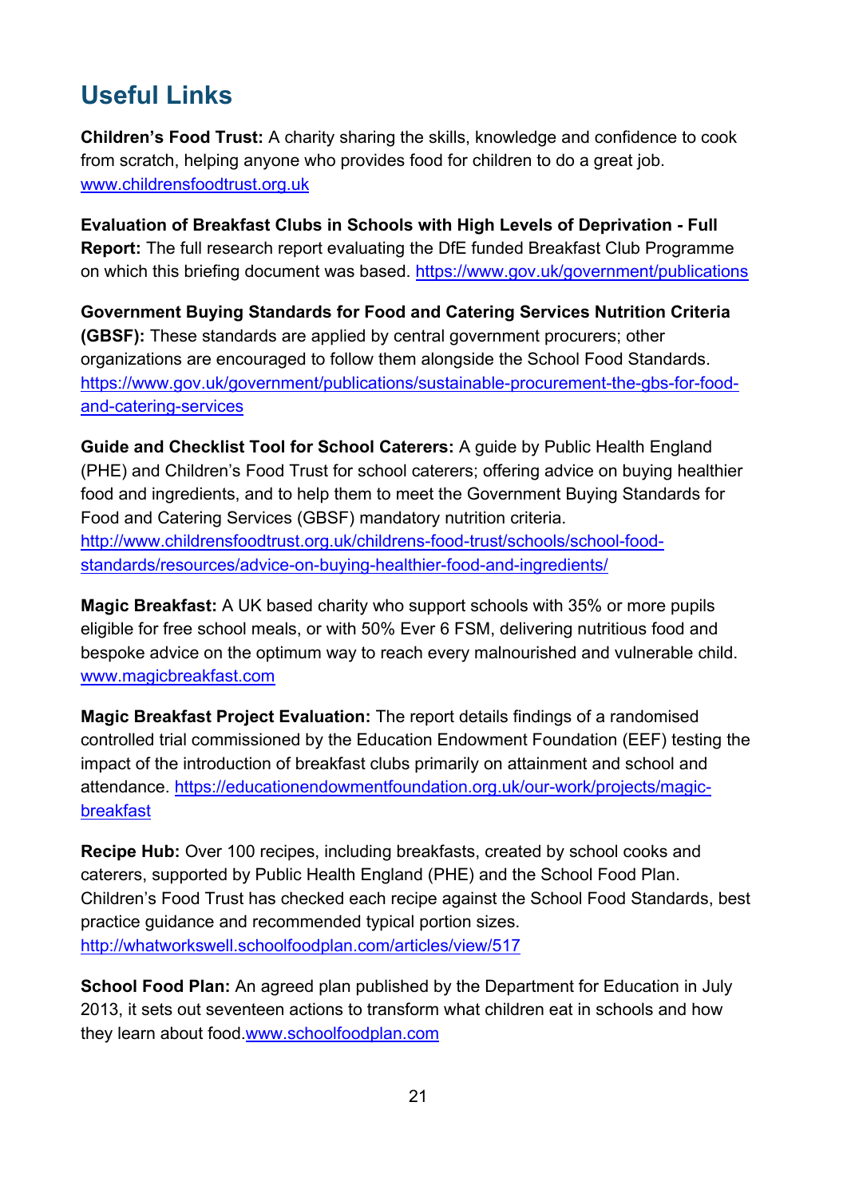## Useful Links

**Children's Food Trust:** A charity sharing the skills, knowledge and confidence to cook from scratch, helping anyone who provides food for children to do a great job. www.childrensfoodtrust.org.uk

**Evaluation of Breakfast Clubs in Schools with High Levels of Deprivation - Full Report:** The full research report evaluating the DfE funded Breakfast Club Programme on which this briefing document was based. https://www.gov.uk/government/publications

**Government Buying Standards for Food and Catering Services Nutrition Criteria (GBSF):** These standards are applied by central government procurers; other organizations are encouraged to follow them alongside the School Food Standards. https://www.gov.uk/government/publications/sustainable-procurement-the-gbs-for-food-and-catering-services

**Guide and Checklist Tool for School Caterers:** A guide by Public Health England (PHE) and Children's Food Trust for school caterers; offering advice on buying healthier food and ingredients, and to help them to meet the Government Buying Standards for Food and Catering Services (GBSF) mandatory nutrition criteria. http://www.childrensfoodtrust.org.uk/childrens-food-trust/schools/school-food-standards/resources/advice-on-buying-healthier-food-and-ingredients/

**Magic Breakfast:** A UK based charity who support schools with 35% or more pupils eligible for free school meals, or with 50% Ever 6 FSM, delivering nutritious food and bespoke advice on the optimum way to reach every malnourished and vulnerable child. www.magicbreakfast.com

**Magic Breakfast Project Evaluation:** The report details findings of a randomised controlled trial commissioned by the Education Endowment Foundation (EEF) testing the impact of the introduction of breakfast clubs primarily on attainment and school and attendance. https://educationendowmentfoundation.org.uk/our-work/projects/magic-breakfast

**Recipe Hub:** Over 100 recipes, including breakfasts, created by school cooks and caterers, supported by Public Health England (PHE) and the School Food Plan. Children's Food Trust has checked each recipe against the School Food Standards, best practice guidance and recommended typical portion sizes. http://whatworkswell.schoolfoodplan.com/articles/view/517

**School Food Plan:** An agreed plan published by the Department for Education in July 2013, it sets out seventeen actions to transform what children eat in schools and how they learn about food.www.schoolfoodplan.com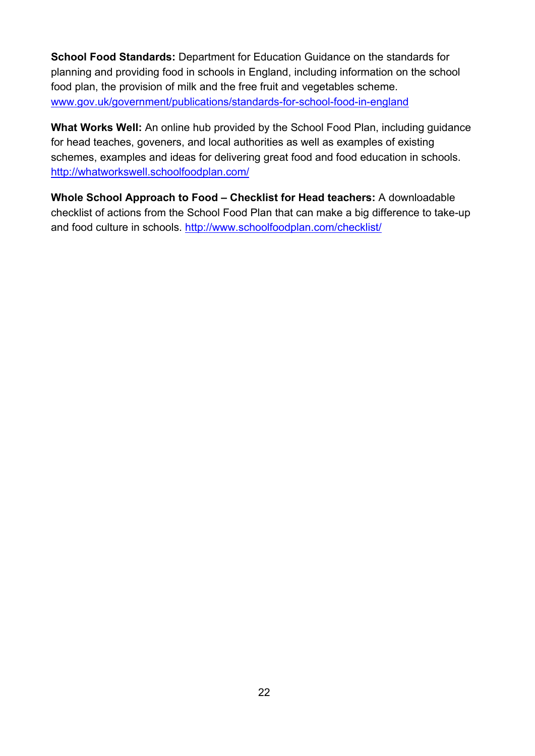**School Food Standards:** Department for Education Guidance on the standards for planning and providing food in schools in England, including information on the school food plan, the provision of milk and the free fruit and vegetables scheme. [www.gov.uk/government/publications/standards-for-school-food-in-england](www.gov.uk/government/publications/standards-for-school-food-in-england)

**What Works Well:** An online hub provided by the School Food Plan, including guidance for head teaches, goveners, and local authorities as well as examples of existing schemes, examples and ideas for delivering great food and food education in schools. [http://whatworkswell.schoolfoodplan.com/](http://whatworkswell.schoolfoodplan.com/)

**Whole School Approach to Food – Checklist for Head teachers:** A downloadable checklist of actions from the School Food Plan that can make a big difference to take-up and food culture in schools. [http://www.schoolfoodplan.com/checklist/](http://www.schoolfoodplan.com/checklist/)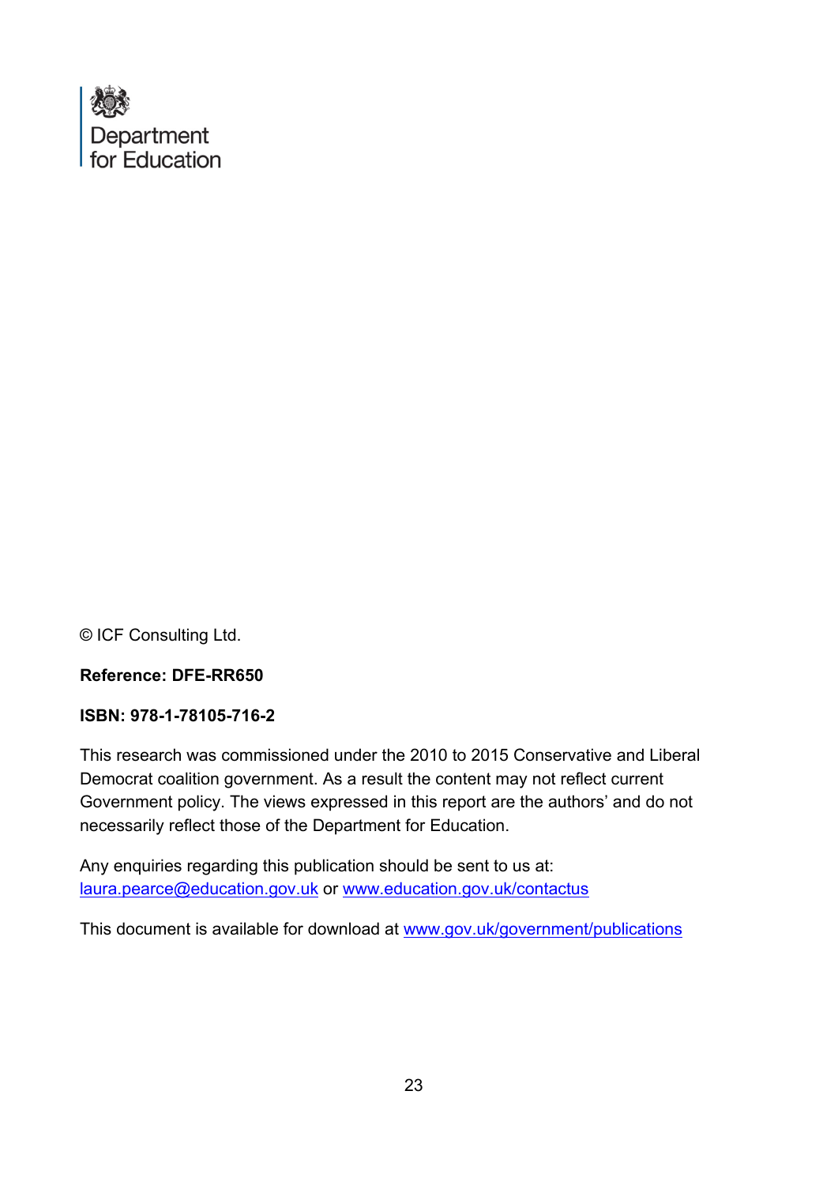Department
for Education

© ICF Consulting Ltd.

**Reference: DFE-RR650**

**ISBN: 978-1-78105-716-2**

This research was commissioned under the 2010 to 2015 Conservative and Liberal Democrat coalition government. As a result the content may not reflect current Government policy. The views expressed in this report are the authors' and do not necessarily reflect those of the Department for Education.

Any enquiries regarding this publication should be sent to us at: laura.pearce@education.gov.uk or www.education.gov.uk/contactus

This document is available for download at www.gov.uk/government/publications